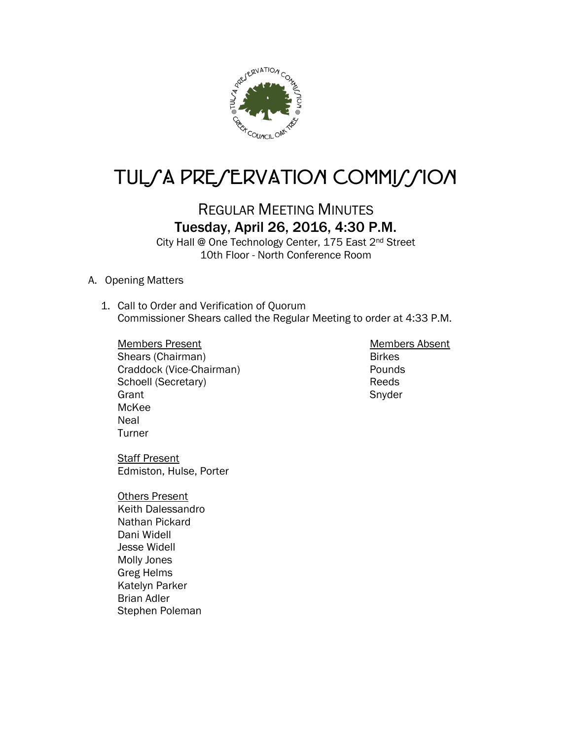# TULSA PRESERVATION COMMISSION

## REGULAR MEETING MINUTES

### Tuesday, April 26, 2016, 4:30 P.M.

City Hall @ One Technology Center, 175 East 2nd Street
10th Floor - North Conference Room

A. Opening Matters

1. Call to Order and Verification of Quorum
   Commissioner Shears called the Regular Meeting to order at 4:33 P.M.

   | Members Present | Members Absent |
   | --- | --- |
   | Shears (Chairman) | Birkes |
   | Craddock (Vice-Chairman) | Pounds |
   | Schoell (Secretary) | Reeds |
   | Grant | Snyder |
   | McKee | |
   | Neal | |
   | Turner | |

   Staff Present
   Edmiston, Hulse, Porter

   Others Present
   Keith Dalessandro
   Nathan Pickard
   Dani Widell
   Jesse Widell
   Molly Jones
   Greg Helms
   Katelyn Parker
   Brian Adler
   Stephen Poleman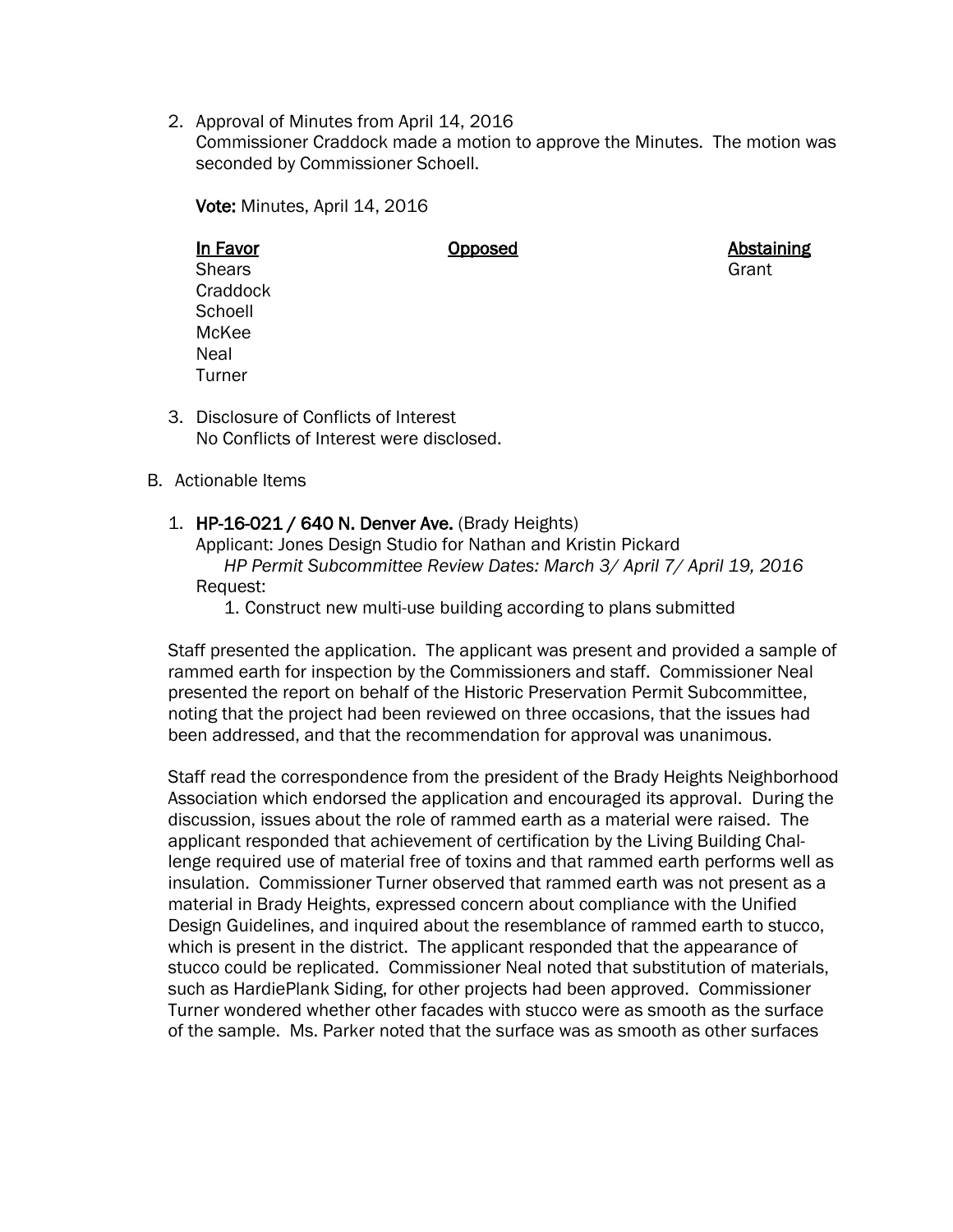2. Approval of Minutes from April 14, 2016
   Commissioner Craddock made a motion to approve the Minutes. The motion was seconded by Commissioner Schoell.

   **Vote:** Minutes, April 14, 2016

   | In Favor | Opposed | Abstaining |
   | --- | --- | --- |
   | Shears | | Grant |
   | Craddock | | |
   | Schoell | | |
   | McKee | | |
   | Neal | | |
   | Turner | | |

3. Disclosure of Conflicts of Interest
   No Conflicts of Interest were disclosed.

B. Actionable Items

1. **HP-16-021 / 640 N. Denver Ave.** (Brady Heights)
   Applicant: Jones Design Studio for Nathan and Kristin Pickard
   *HP Permit Subcommittee Review Dates: March 3/ April 7/ April 19, 2016*
   Request:
   1. Construct new multi-use building according to plans submitted

Staff presented the application. The applicant was present and provided a sample of rammed earth for inspection by the Commissioners and staff. Commissioner Neal presented the report on behalf of the Historic Preservation Permit Subcommittee, noting that the project had been reviewed on three occasions, that the issues had been addressed, and that the recommendation for approval was unanimous.

Staff read the correspondence from the president of the Brady Heights Neighborhood Association which endorsed the application and encouraged its approval. During the discussion, issues about the role of rammed earth as a material were raised. The applicant responded that achievement of certification by the Living Building Challenge required use of material free of toxins and that rammed earth performs well as insulation. Commissioner Turner observed that rammed earth was not present as a material in Brady Heights, expressed concern about compliance with the Unified Design Guidelines, and inquired about the resemblance of rammed earth to stucco, which is present in the district. The applicant responded that the appearance of stucco could be replicated. Commissioner Neal noted that substitution of materials, such as HardiePlank Siding, for other projects had been approved. Commissioner Turner wondered whether other facades with stucco were as smooth as the surface of the sample. Ms. Parker noted that the surface was as smooth as other surfaces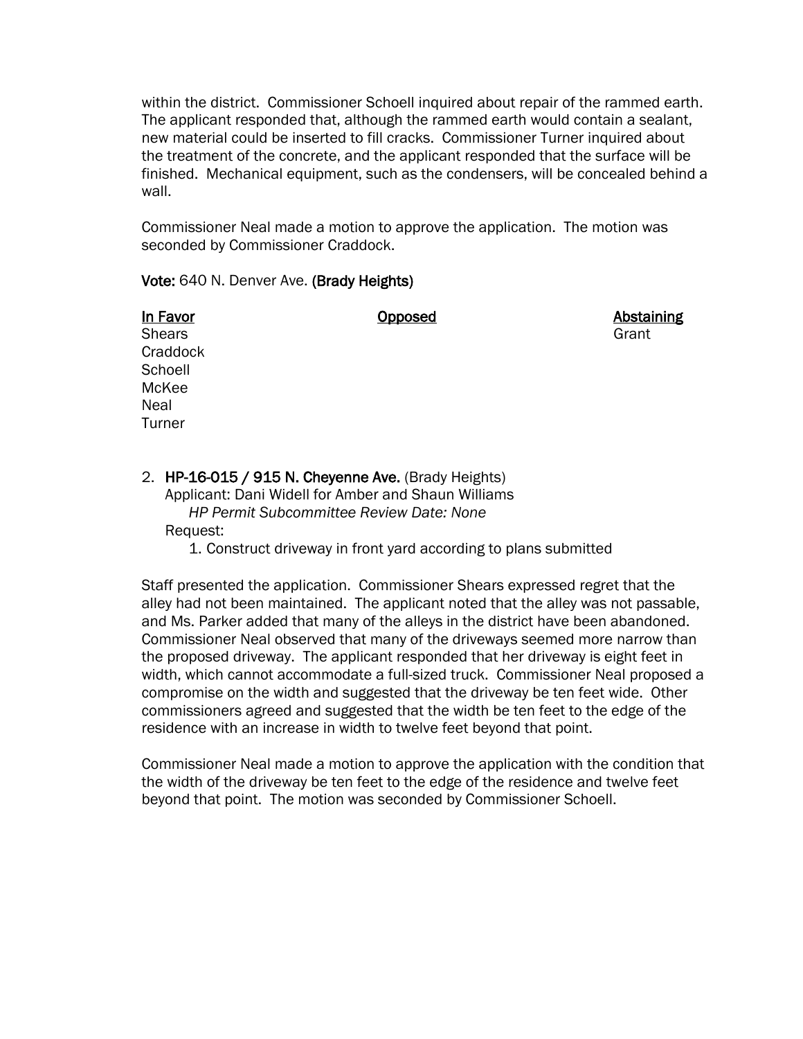within the district. Commissioner Schoell inquired about repair of the rammed earth. The applicant responded that, although the rammed earth would contain a sealant, new material could be inserted to fill cracks. Commissioner Turner inquired about the treatment of the concrete, and the applicant responded that the surface will be finished. Mechanical equipment, such as the condensers, will be concealed behind a wall.

Commissioner Neal made a motion to approve the application. The motion was seconded by Commissioner Craddock.

**Vote:** 640 N. Denver Ave. **(Brady Heights)**

| In Favor | Opposed | Abstaining |
|---|---|---|
| Shears | | Grant |
| Craddock | | |
| Schoell | | |
| McKee | | |
| Neal | | |
| Turner | | |

2. **HP-16-015 / 915 N. Cheyenne Ave.** (Brady Heights)
   Applicant: Dani Widell for Amber and Shaun Williams
   *HP Permit Subcommittee Review Date: None*
   Request:
   1. Construct driveway in front yard according to plans submitted

Staff presented the application. Commissioner Shears expressed regret that the alley had not been maintained. The applicant noted that the alley was not passable, and Ms. Parker added that many of the alleys in the district have been abandoned. Commissioner Neal observed that many of the driveways seemed more narrow than the proposed driveway. The applicant responded that her driveway is eight feet in width, which cannot accommodate a full-sized truck. Commissioner Neal proposed a compromise on the width and suggested that the driveway be ten feet wide. Other commissioners agreed and suggested that the width be ten feet to the edge of the residence with an increase in width to twelve feet beyond that point.

Commissioner Neal made a motion to approve the application with the condition that the width of the driveway be ten feet to the edge of the residence and twelve feet beyond that point. The motion was seconded by Commissioner Schoell.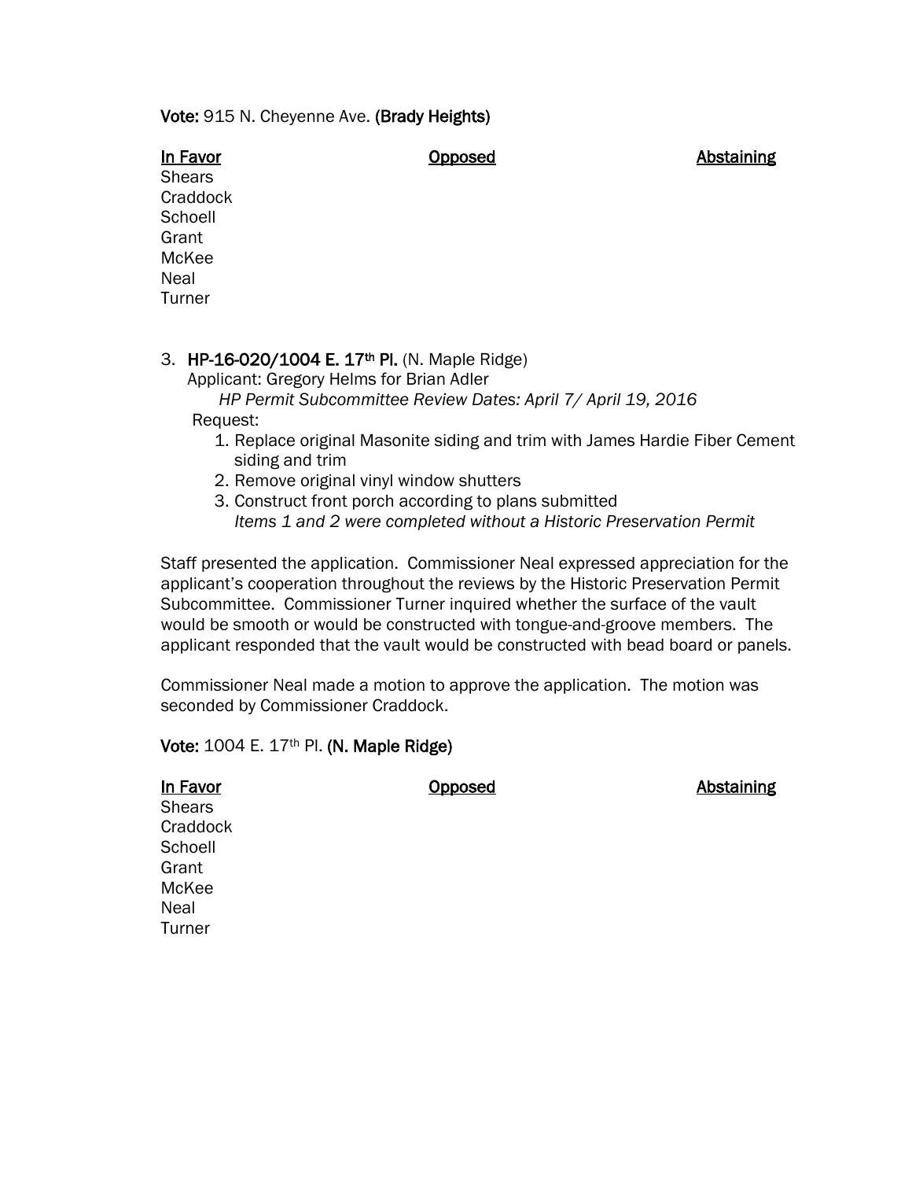**Vote:** 915 N. Cheyenne Ave. **(Brady Heights)**

| In Favor | Opposed | Abstaining |
|---|---|---|
| Shears | | |
| Craddock | | |
| Schoell | | |
| Grant | | |
| McKee | | |
| Neal | | |
| Turner | | |

3. **HP-16-020/1004 E. 17th Pl.** (N. Maple Ridge)
   Applicant: Gregory Helms for Brian Adler
   *HP Permit Subcommittee Review Dates: April 7/ April 19, 2016*
   Request:
   1. Replace original Masonite siding and trim with James Hardie Fiber Cement siding and trim
   2. Remove original vinyl window shutters
   3. Construct front porch according to plans submitted
      *Items 1 and 2 were completed without a Historic Preservation Permit*

Staff presented the application. Commissioner Neal expressed appreciation for the applicant's cooperation throughout the reviews by the Historic Preservation Permit Subcommittee. Commissioner Turner inquired whether the surface of the vault would be smooth or would be constructed with tongue-and-groove members. The applicant responded that the vault would be constructed with bead board or panels.

Commissioner Neal made a motion to approve the application. The motion was seconded by Commissioner Craddock.

**Vote:** 1004 E. 17th Pl. **(N. Maple Ridge)**

| In Favor | Opposed | Abstaining |
|---|---|---|
| Shears | | |
| Craddock | | |
| Schoell | | |
| Grant | | |
| McKee | | |
| Neal | | |
| Turner | | |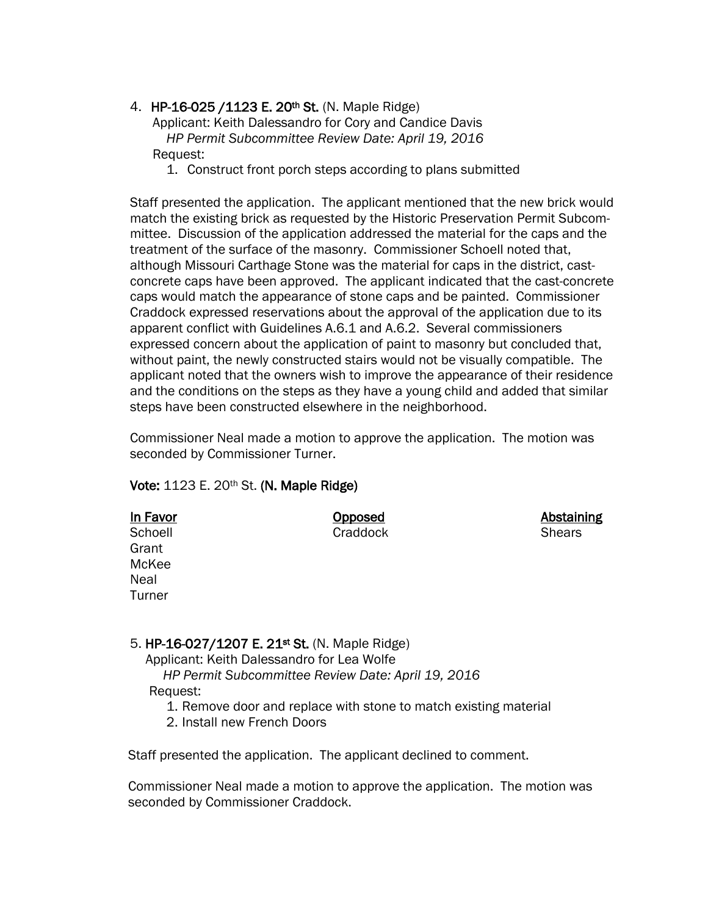4. **HP-16-025 /1123 E. 20th St.** (N. Maple Ridge)
   Applicant: Keith Dalessandro for Cory and Candice Davis
   *HP Permit Subcommittee Review Date: April 19, 2016*
   Request:
   1. Construct front porch steps according to plans submitted

Staff presented the application. The applicant mentioned that the new brick would match the existing brick as requested by the Historic Preservation Permit Subcommittee. Discussion of the application addressed the material for the caps and the treatment of the surface of the masonry. Commissioner Schoell noted that, although Missouri Carthage Stone was the material for caps in the district, cast-concrete caps have been approved. The applicant indicated that the cast-concrete caps would match the appearance of stone caps and be painted. Commissioner Craddock expressed reservations about the approval of the application due to its apparent conflict with Guidelines A.6.1 and A.6.2. Several commissioners expressed concern about the application of paint to masonry but concluded that, without paint, the newly constructed stairs would not be visually compatible. The applicant noted that the owners wish to improve the appearance of their residence and the conditions on the steps as they have a young child and added that similar steps have been constructed elsewhere in the neighborhood.

Commissioner Neal made a motion to approve the application. The motion was seconded by Commissioner Turner.

**Vote:** 1123 E. 20th St. **(N. Maple Ridge)**

| In Favor | Opposed | Abstaining |
|---|---|---|
| Schoell | Craddock | Shears |
| Grant | | |
| McKee | | |
| Neal | | |
| Turner | | |

5. **HP-16-027/1207 E. 21st St.** (N. Maple Ridge)
   Applicant: Keith Dalessandro for Lea Wolfe
   *HP Permit Subcommittee Review Date: April 19, 2016*
   Request:
   1. Remove door and replace with stone to match existing material
   2. Install new French Doors

Staff presented the application. The applicant declined to comment.

Commissioner Neal made a motion to approve the application. The motion was seconded by Commissioner Craddock.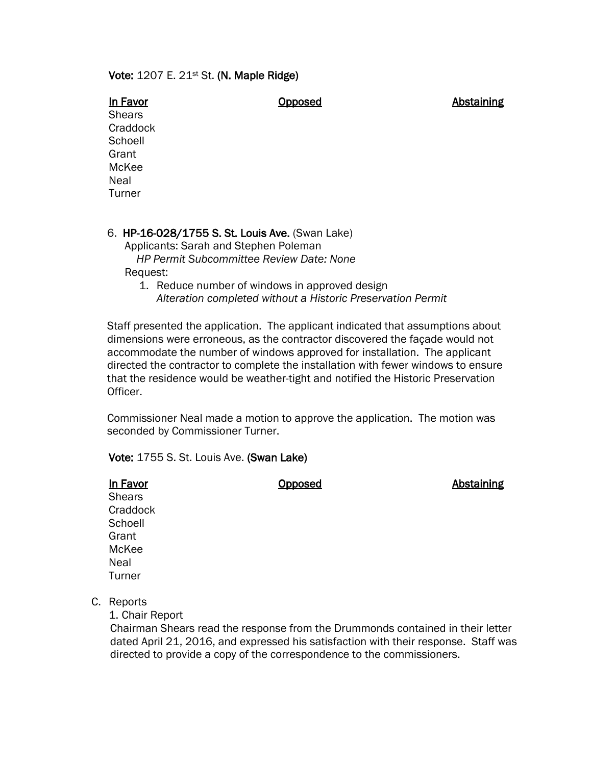**Vote:** 1207 E. 21st St. **(N. Maple Ridge)**

| In Favor | Opposed | Abstaining |
|---|---|---|
| Shears | | |
| Craddock | | |
| Schoell | | |
| Grant | | |
| McKee | | |
| Neal | | |
| Turner | | |

6. **HP-16-028/1755 S. St. Louis Ave.** (Swan Lake)
   Applicants: Sarah and Stephen Poleman
   *HP Permit Subcommittee Review Date: None*
   Request:
   1. Reduce number of windows in approved design
      *Alteration completed without a Historic Preservation Permit*

Staff presented the application. The applicant indicated that assumptions about dimensions were erroneous, as the contractor discovered the façade would not accommodate the number of windows approved for installation. The applicant directed the contractor to complete the installation with fewer windows to ensure that the residence would be weather-tight and notified the Historic Preservation Officer.

Commissioner Neal made a motion to approve the application. The motion was seconded by Commissioner Turner.

**Vote:** 1755 S. St. Louis Ave. **(Swan Lake)**

| In Favor | Opposed | Abstaining |
|---|---|---|
| Shears | | |
| Craddock | | |
| Schoell | | |
| Grant | | |
| McKee | | |
| Neal | | |
| Turner | | |

C. Reports
   1. Chair Report
   Chairman Shears read the response from the Drummonds contained in their letter dated April 21, 2016, and expressed his satisfaction with their response. Staff was directed to provide a copy of the correspondence to the commissioners.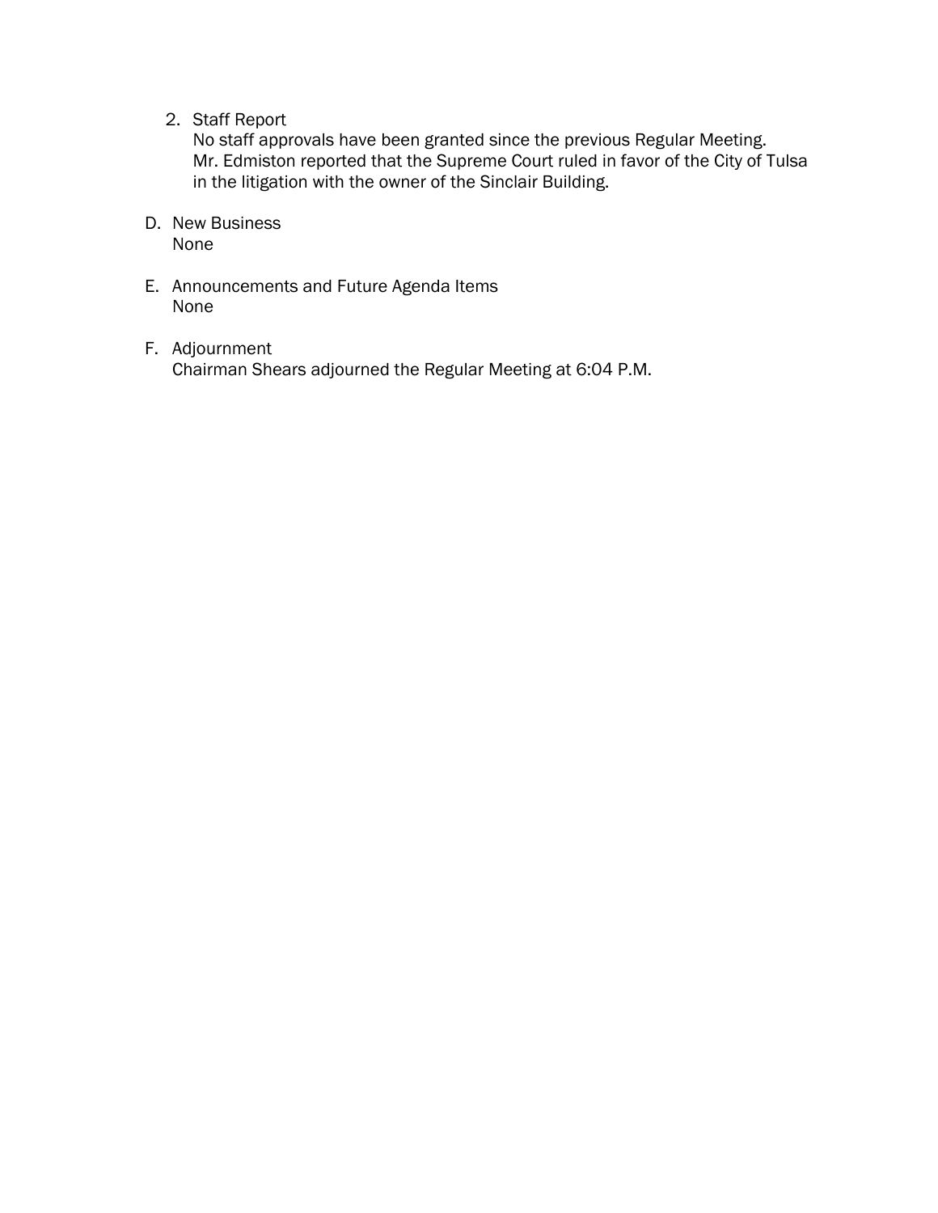2. Staff Report
   No staff approvals have been granted since the previous Regular Meeting.
   Mr. Edmiston reported that the Supreme Court ruled in favor of the City of Tulsa in the litigation with the owner of the Sinclair Building.

D. New Business
   None

E. Announcements and Future Agenda Items
   None

F. Adjournment
   Chairman Shears adjourned the Regular Meeting at 6:04 P.M.